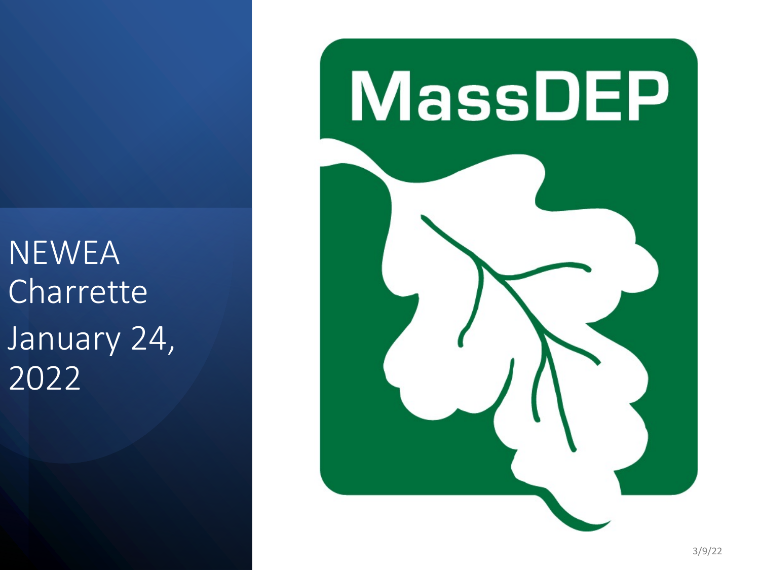# NEWEA Charrette

January 24, 2022

MassDEP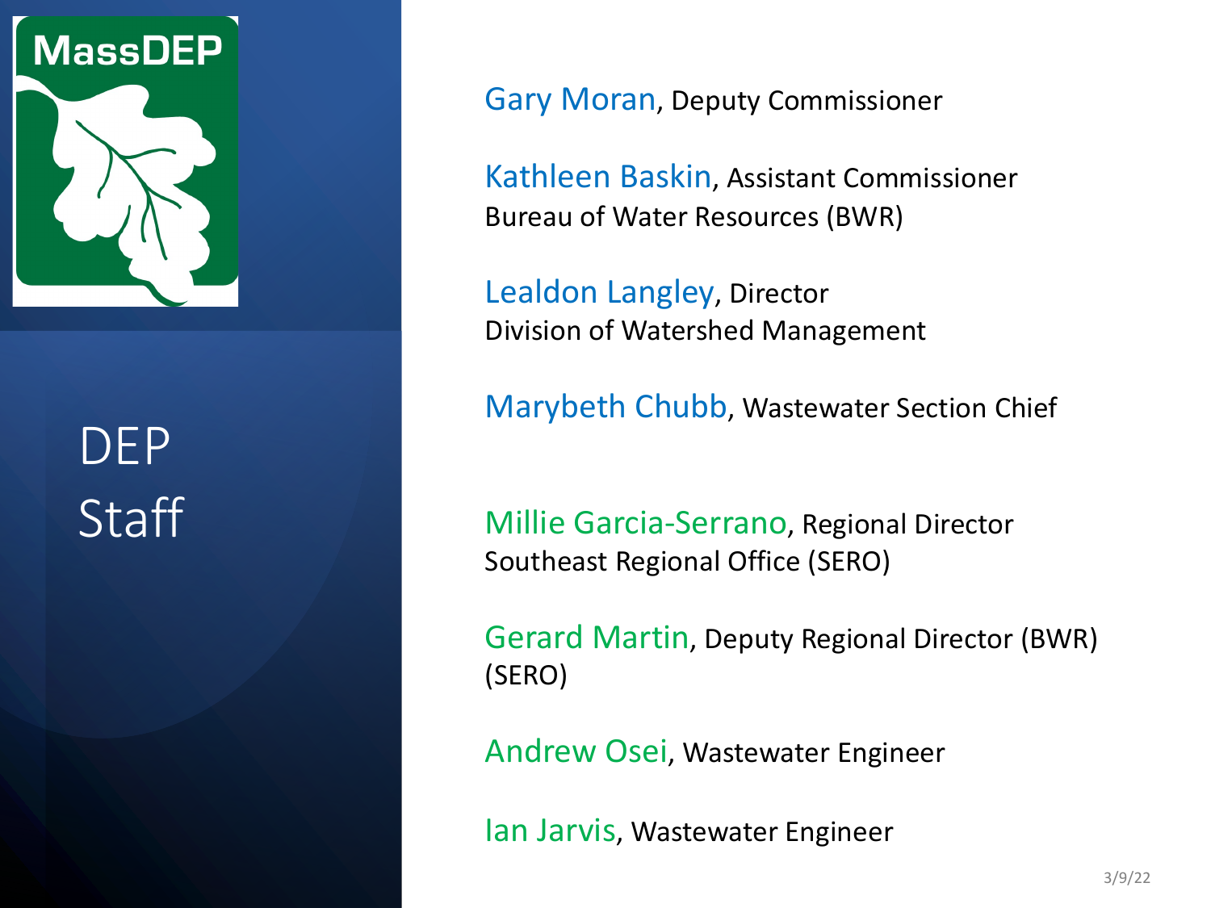MassDEP

# DEP Staff

Gary Moran, Deputy Commissioner

Kathleen Baskin, Assistant Commissioner
Bureau of Water Resources (BWR)

Lealdon Langley, Director
Division of Watershed Management

Marybeth Chubb, Wastewater Section Chief

Millie Garcia-Serrano, Regional Director
Southeast Regional Office (SERO)

Gerard Martin, Deputy Regional Director (BWR) (SERO)

Andrew Osei, Wastewater Engineer

Ian Jarvis, Wastewater Engineer

3/9/22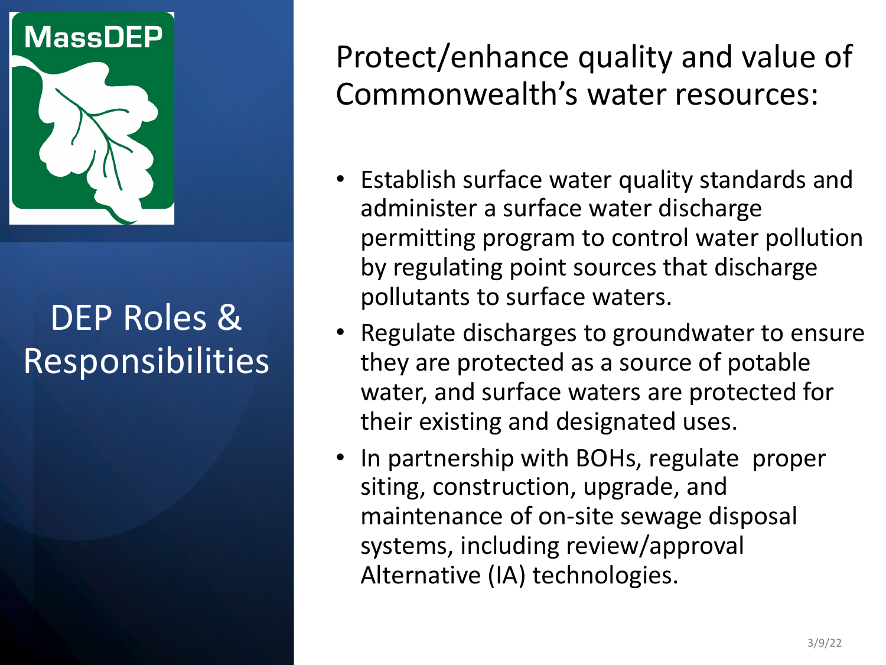MassDEP

# DEP Roles & Responsibilities

## Protect/enhance quality and value of Commonwealth's water resources:

- Establish surface water quality standards and administer a surface water discharge permitting program to control water pollution by regulating point sources that discharge pollutants to surface waters.
- Regulate discharges to groundwater to ensure they are protected as a source of potable water, and surface waters are protected for their existing and designated uses.
- In partnership with BOHs, regulate proper siting, construction, upgrade, and maintenance of on-site sewage disposal systems, including review/approval Alternative (IA) technologies.

3/9/22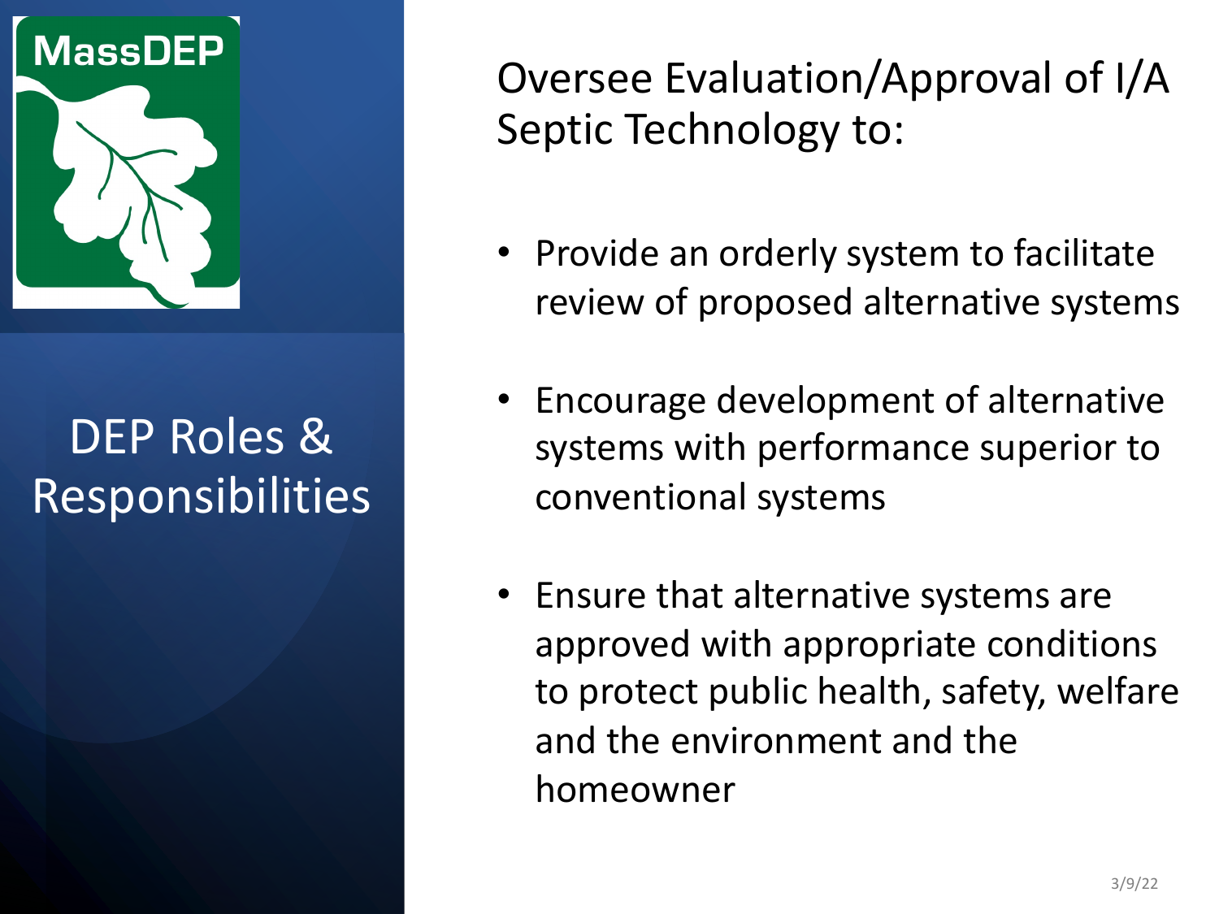MassDEP

# DEP Roles & Responsibilities

## Oversee Evaluation/Approval of I/A Septic Technology to:

- Provide an orderly system to facilitate review of proposed alternative systems
- Encourage development of alternative systems with performance superior to conventional systems
- Ensure that alternative systems are approved with appropriate conditions to protect public health, safety, welfare and the environment and the homeowner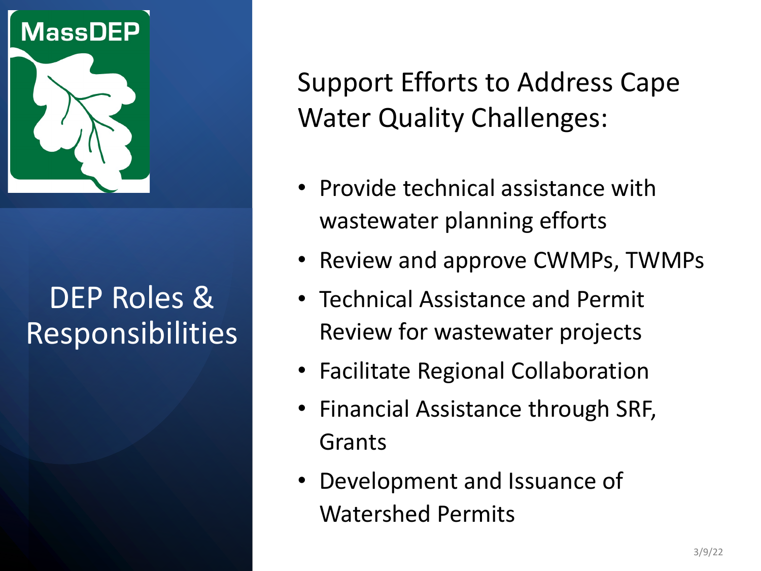# DEP Roles & Responsibilities

## Support Efforts to Address Cape Water Quality Challenges:

- Provide technical assistance with wastewater planning efforts
- Review and approve CWMPs, TWMPs
- Technical Assistance and Permit Review for wastewater projects
- Facilitate Regional Collaboration
- Financial Assistance through SRF, Grants
- Development and Issuance of Watershed Permits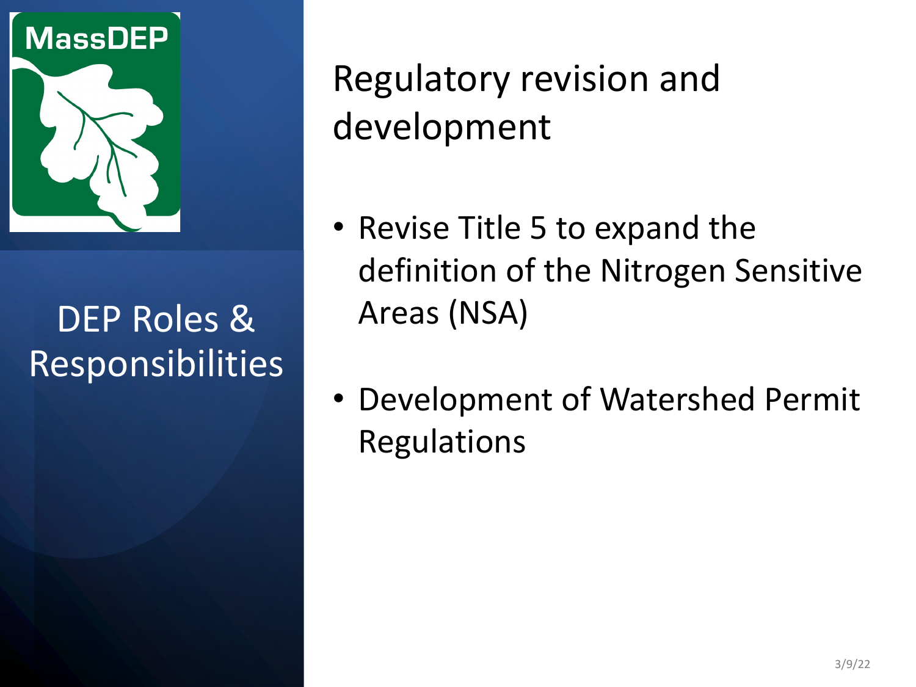MassDEP

# DEP Roles & Responsibilities

## Regulatory revision and development

- Revise Title 5 to expand the definition of the Nitrogen Sensitive Areas (NSA)
- Development of Watershed Permit Regulations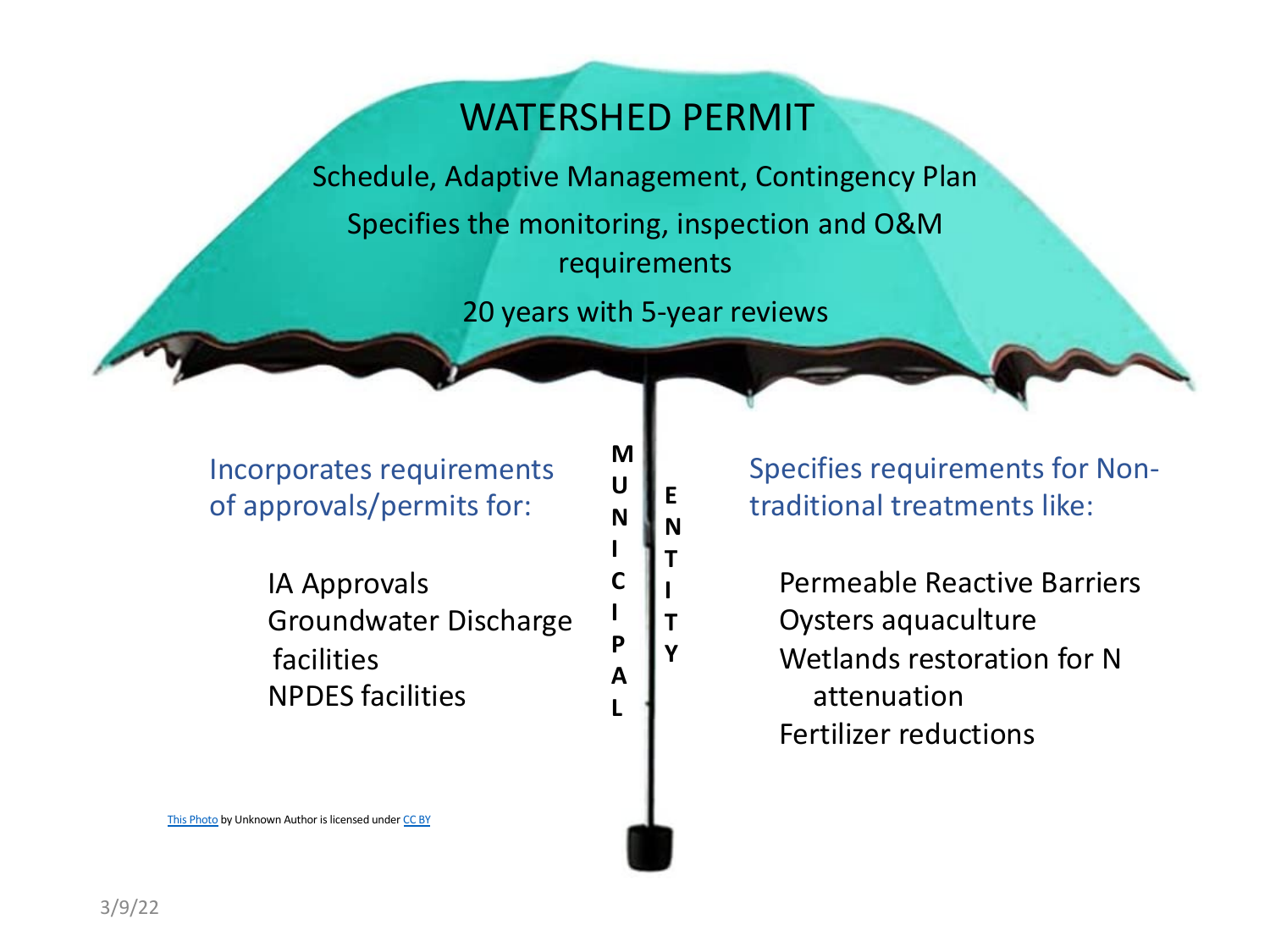# WATERSHED PERMIT

Schedule, Adaptive Management, Contingency Plan

Specifies the monitoring, inspection and O&M requirements

20 years with 5-year reviews

**MUNICIPAL ENTITY**

Incorporates requirements of approvals/permits for:

- IA Approvals
- Groundwater Discharge facilities
- NPDES facilities

Specifies requirements for Non-traditional treatments like:

- Permeable Reactive Barriers
- Oysters aquaculture
- Wetlands restoration for N attenuation
- Fertilizer reductions

This Photo by Unknown Author is licensed under CC BY

3/9/22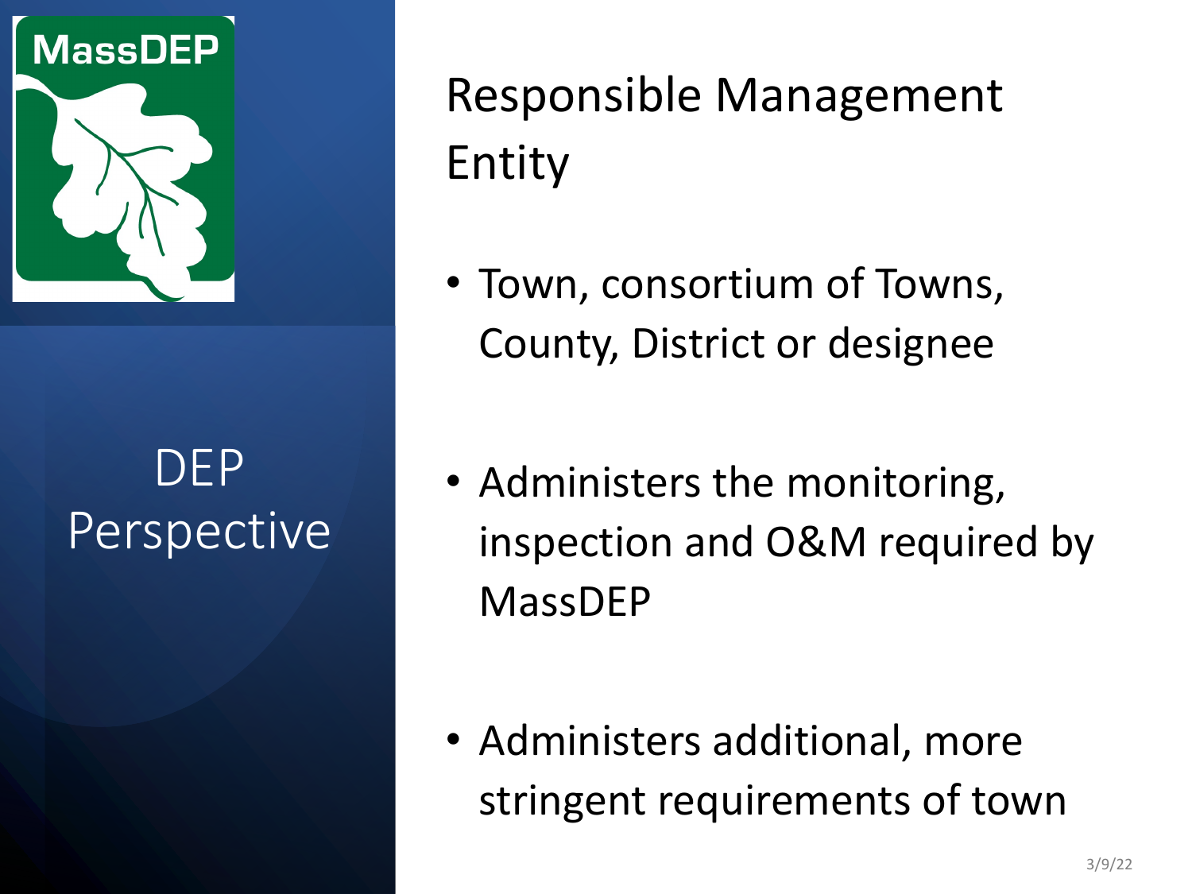# Responsible Management Entity

## DEP Perspective

- Town, consortium of Towns, County, District or designee
- Administers the monitoring, inspection and O&M required by MassDEP
- Administers additional, more stringent requirements of town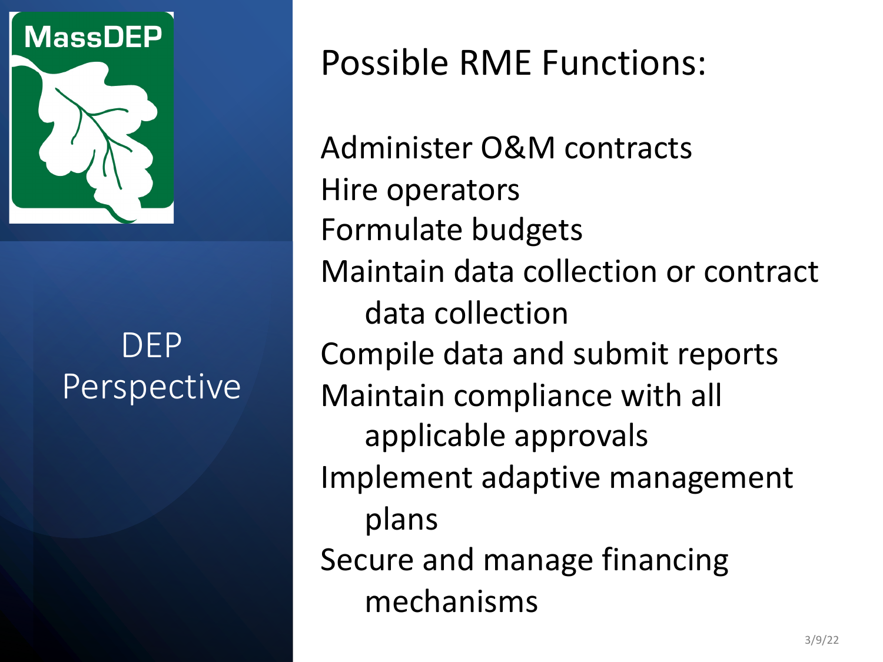MassDEP

DEP Perspective

# Possible RME Functions:

- Administer O&M contracts
- Hire operators
- Formulate budgets
- Maintain data collection or contract data collection
- Compile data and submit reports
- Maintain compliance with all applicable approvals
- Implement adaptive management plans
- Secure and manage financing mechanisms

3/9/22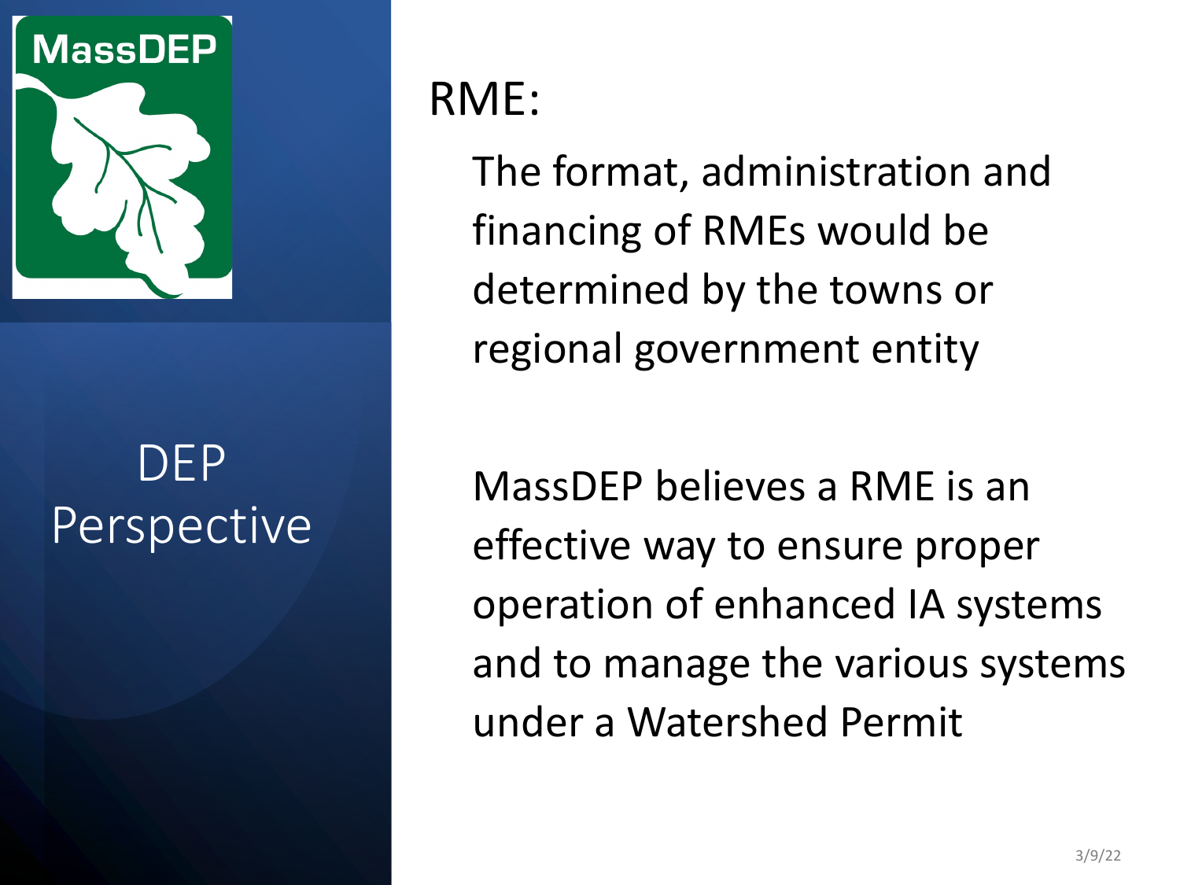# DEP Perspective

## RME:

The format, administration and financing of RMEs would be determined by the towns or regional government entity

MassDEP believes a RME is an effective way to ensure proper operation of enhanced IA systems and to manage the various systems under a Watershed Permit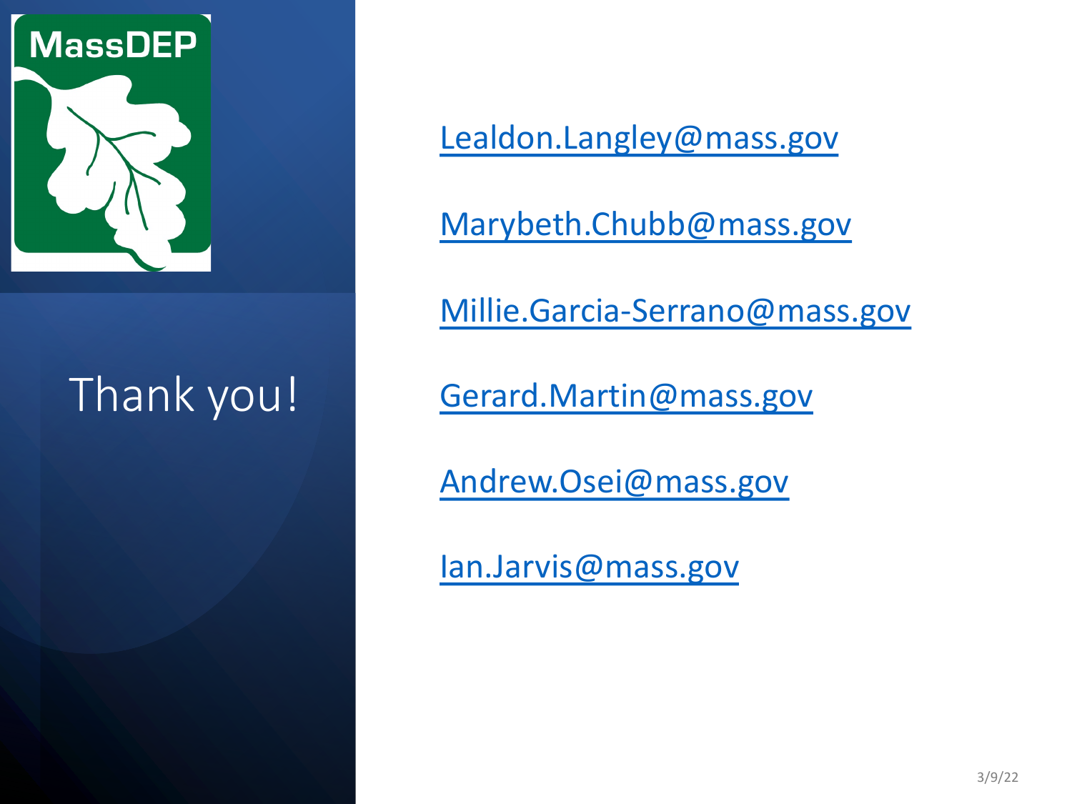MassDEP

# Thank you!

Lealdon.Langley@mass.gov

Marybeth.Chubb@mass.gov

Millie.Garcia-Serrano@mass.gov

Gerard.Martin@mass.gov

Andrew.Osei@mass.gov

Ian.Jarvis@mass.gov

3/9/22